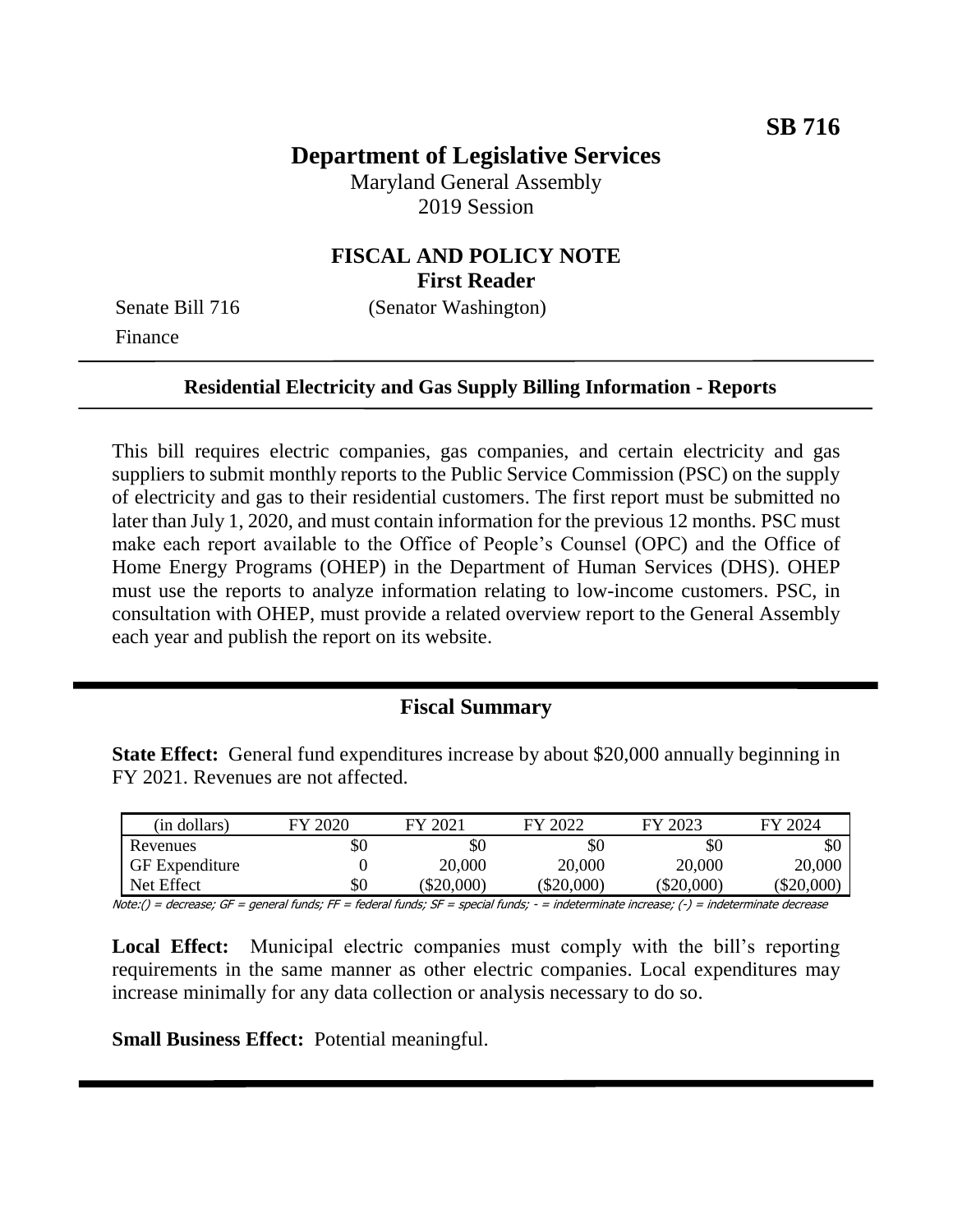**SB 716**

# Department of Legislative Services

Maryland General Assembly
2019 Session

## FISCAL AND POLICY NOTE
**First Reader**

Senate Bill 716 (Senator Washington)
Finance

---

**Residential Electricity and Gas Supply Billing Information - Reports**

---

This bill requires electric companies, gas companies, and certain electricity and gas suppliers to submit monthly reports to the Public Service Commission (PSC) on the supply of electricity and gas to their residential customers. The first report must be submitted no later than July 1, 2020, and must contain information for the previous 12 months. PSC must make each report available to the Office of People's Counsel (OPC) and the Office of Home Energy Programs (OHEP) in the Department of Human Services (DHS). OHEP must use the reports to analyze information relating to low-income customers. PSC, in consultation with OHEP, must provide a related overview report to the General Assembly each year and publish the report on its website.

---

## Fiscal Summary

**State Effect:** General fund expenditures increase by about $20,000 annually beginning in FY 2021. Revenues are not affected.

| (in dollars) | FY 2020 | FY 2021 | FY 2022 | FY 2023 | FY 2024 |
|---|---|---|---|---|---|
| Revenues | $0 | $0 | $0 | $0 | $0 |
| GF Expenditure | 0 | 20,000 | 20,000 | 20,000 | 20,000 |
| Net Effect | $0 | ($20,000) | ($20,000) | ($20,000) | ($20,000) |

Note:() = decrease; GF = general funds; FF = federal funds; SF = special funds; - = indeterminate increase; (-) = indeterminate decrease

**Local Effect:** Municipal electric companies must comply with the bill's reporting requirements in the same manner as other electric companies. Local expenditures may increase minimally for any data collection or analysis necessary to do so.

**Small Business Effect:** Potential meaningful.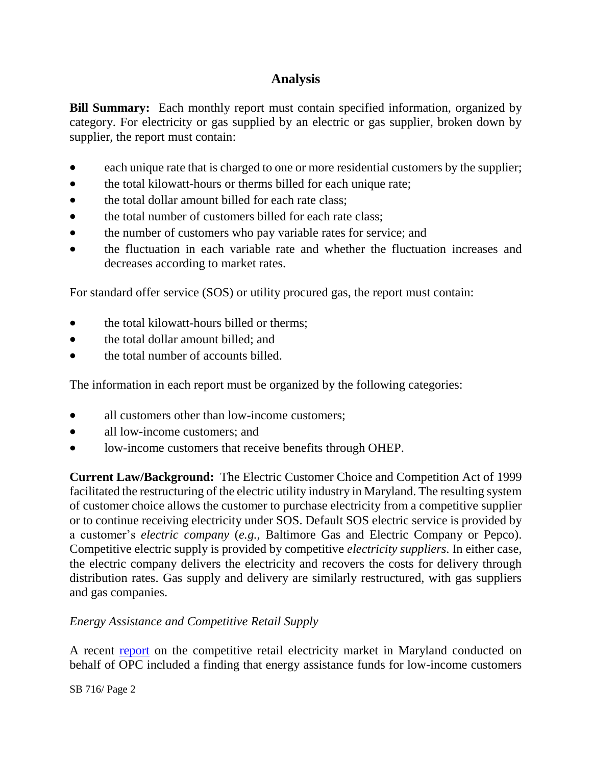## Analysis

**Bill Summary:** Each monthly report must contain specified information, organized by category. For electricity or gas supplied by an electric or gas supplier, broken down by supplier, the report must contain:

- each unique rate that is charged to one or more residential customers by the supplier;
- the total kilowatt-hours or therms billed for each unique rate;
- the total dollar amount billed for each rate class;
- the total number of customers billed for each rate class;
- the number of customers who pay variable rates for service; and
- the fluctuation in each variable rate and whether the fluctuation increases and decreases according to market rates.

For standard offer service (SOS) or utility procured gas, the report must contain:

- the total kilowatt-hours billed or therms;
- the total dollar amount billed; and
- the total number of accounts billed.

The information in each report must be organized by the following categories:

- all customers other than low-income customers;
- all low-income customers; and
- low-income customers that receive benefits through OHEP.

**Current Law/Background:** The Electric Customer Choice and Competition Act of 1999 facilitated the restructuring of the electric utility industry in Maryland. The resulting system of customer choice allows the customer to purchase electricity from a competitive supplier or to continue receiving electricity under SOS. Default SOS electric service is provided by a customer's *electric company* (*e.g.*, Baltimore Gas and Electric Company or Pepco). Competitive electric supply is provided by competitive *electricity suppliers*. In either case, the electric company delivers the electricity and recovers the costs for delivery through distribution rates. Gas supply and delivery are similarly restructured, with gas suppliers and gas companies.

*Energy Assistance and Competitive Retail Supply*

A recent report on the competitive retail electricity market in Maryland conducted on behalf of OPC included a finding that energy assistance funds for low-income customers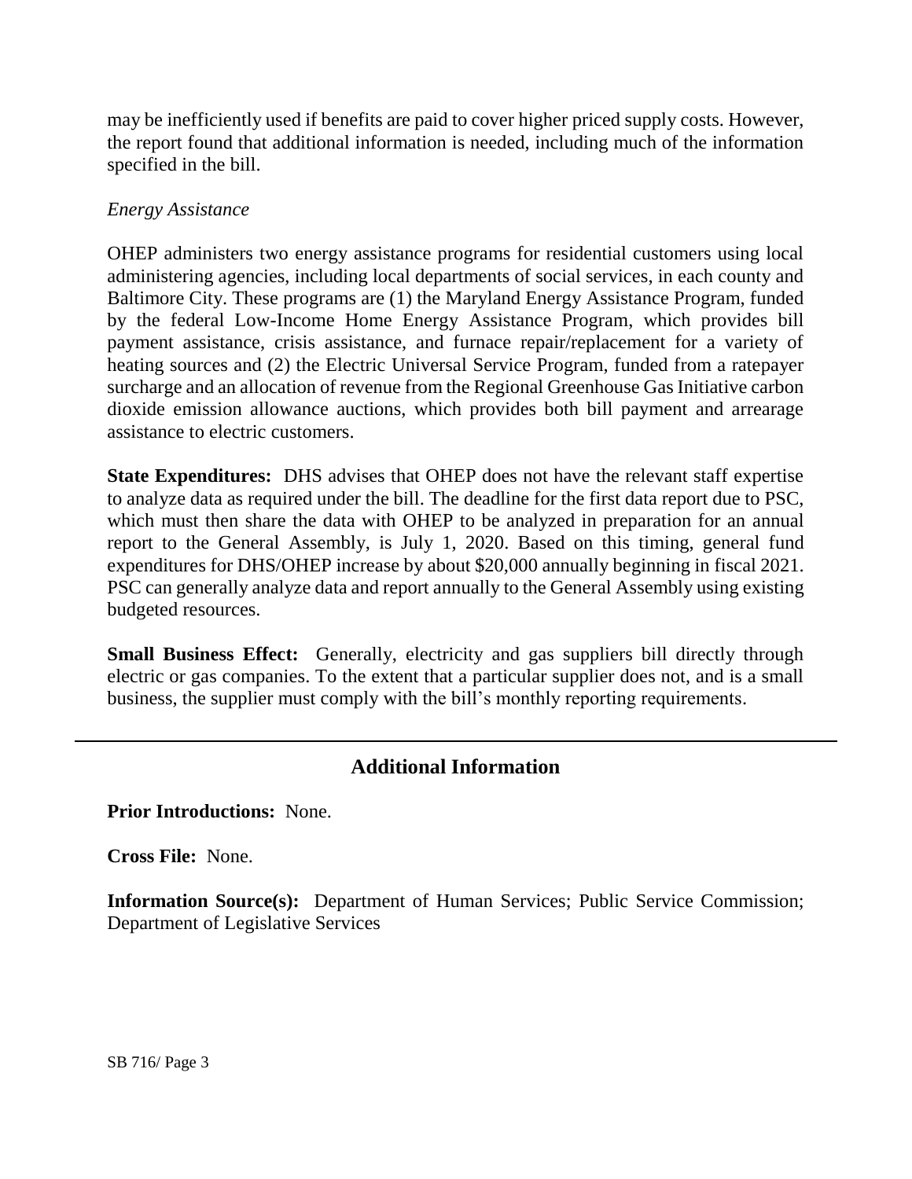may be inefficiently used if benefits are paid to cover higher priced supply costs. However, the report found that additional information is needed, including much of the information specified in the bill.

*Energy Assistance*

OHEP administers two energy assistance programs for residential customers using local administering agencies, including local departments of social services, in each county and Baltimore City. These programs are (1) the Maryland Energy Assistance Program, funded by the federal Low-Income Home Energy Assistance Program, which provides bill payment assistance, crisis assistance, and furnace repair/replacement for a variety of heating sources and (2) the Electric Universal Service Program, funded from a ratepayer surcharge and an allocation of revenue from the Regional Greenhouse Gas Initiative carbon dioxide emission allowance auctions, which provides both bill payment and arrearage assistance to electric customers.

**State Expenditures:** DHS advises that OHEP does not have the relevant staff expertise to analyze data as required under the bill. The deadline for the first data report due to PSC, which must then share the data with OHEP to be analyzed in preparation for an annual report to the General Assembly, is July 1, 2020. Based on this timing, general fund expenditures for DHS/OHEP increase by about $20,000 annually beginning in fiscal 2021. PSC can generally analyze data and report annually to the General Assembly using existing budgeted resources.

**Small Business Effect:** Generally, electricity and gas suppliers bill directly through electric or gas companies. To the extent that a particular supplier does not, and is a small business, the supplier must comply with the bill's monthly reporting requirements.

## Additional Information

**Prior Introductions:** None.

**Cross File:** None.

**Information Source(s):** Department of Human Services; Public Service Commission; Department of Legislative Services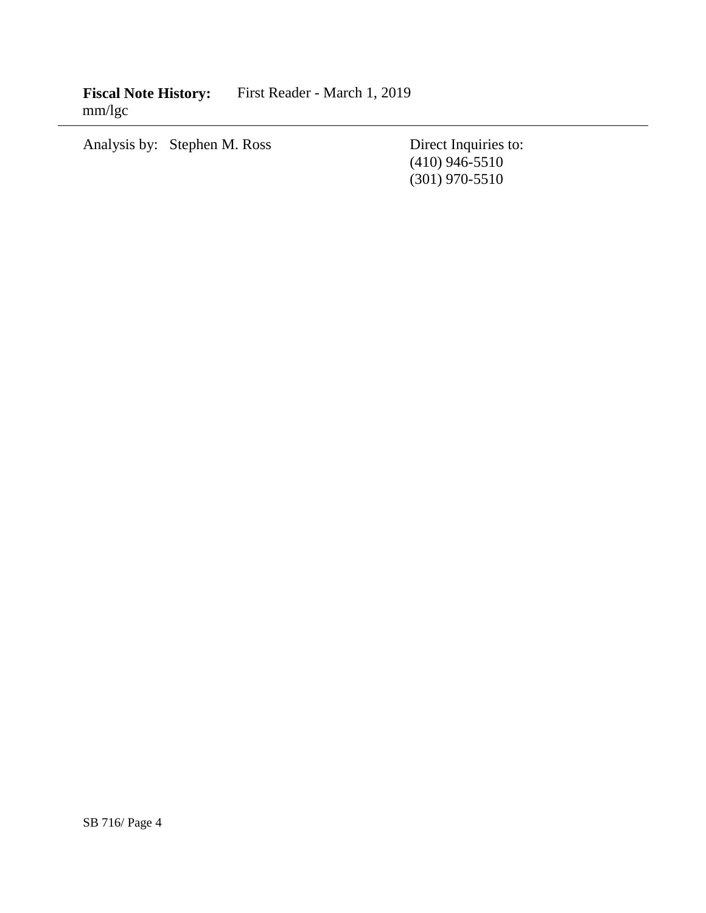**Fiscal Note History:** First Reader - March 1, 2019
mm/lgc

---

Analysis by: Stephen M. Ross

Direct Inquiries to:
(410) 946-5510
(301) 970-5510